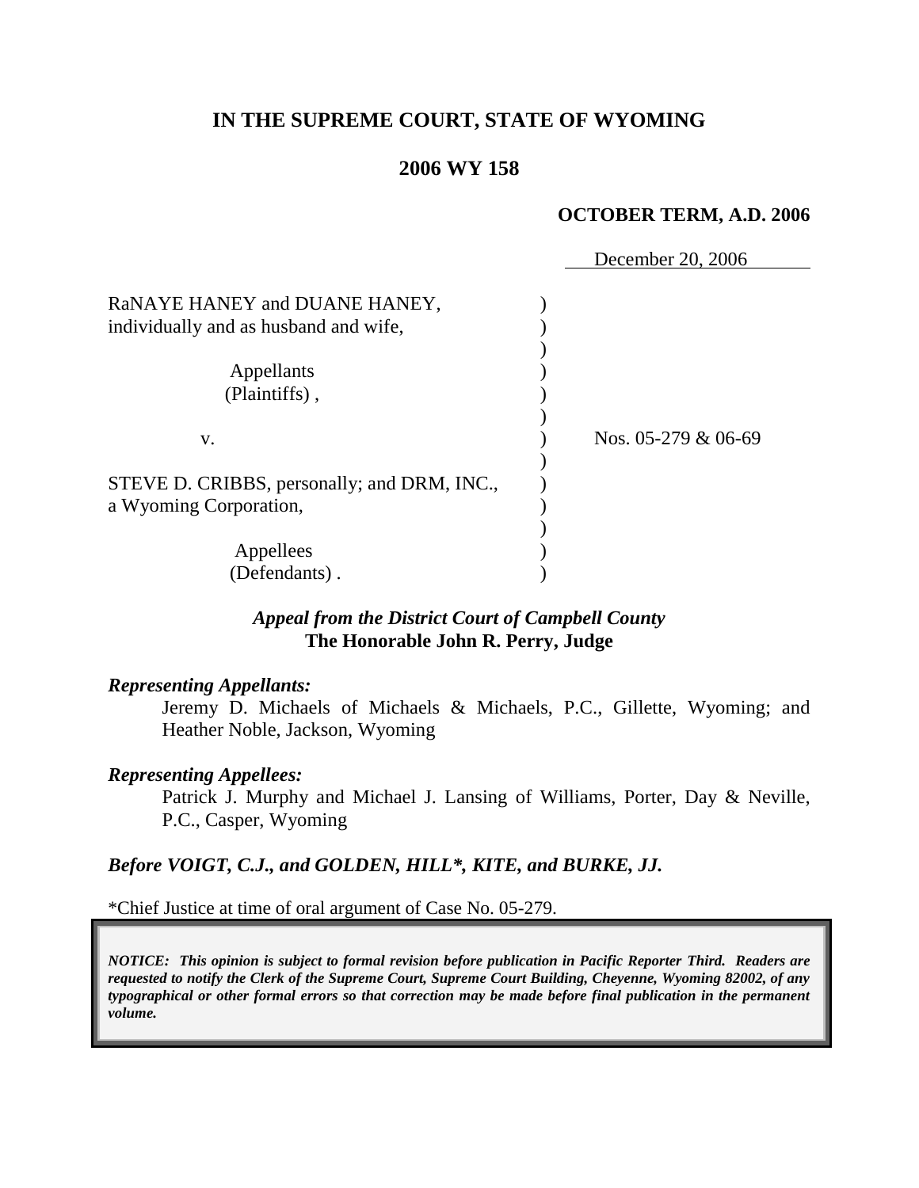# IN THE SUPREME COURT, STATE OF WYOMING

## 2006 WY 158

**OCTOBER TERM, A.D. 2006**

December 20, 2006

RaNAYE HANEY and DUANE HANEY, individually and as husband and wife,

Appellants (Plaintiffs),

v.

STEVE D. CRIBBS, personally; and DRM, INC., a Wyoming Corporation,

Appellees (Defendants).

Nos. 05-279 & 06-69

***Appeal from the District Court of Campbell County***
**The Honorable John R. Perry, Judge**

***Representing Appellants:***

Jeremy D. Michaels of Michaels & Michaels, P.C., Gillette, Wyoming; and Heather Noble, Jackson, Wyoming

***Representing Appellees:***

Patrick J. Murphy and Michael J. Lansing of Williams, Porter, Day & Neville, P.C., Casper, Wyoming

***Before VOIGT, C.J., and GOLDEN, HILL\*, KITE, and BURKE, JJ.***

\*Chief Justice at time of oral argument of Case No. 05-279.

***NOTICE: This opinion is subject to formal revision before publication in Pacific Reporter Third. Readers are requested to notify the Clerk of the Supreme Court, Supreme Court Building, Cheyenne, Wyoming 82002, of any typographical or other formal errors so that correction may be made before final publication in the permanent volume.***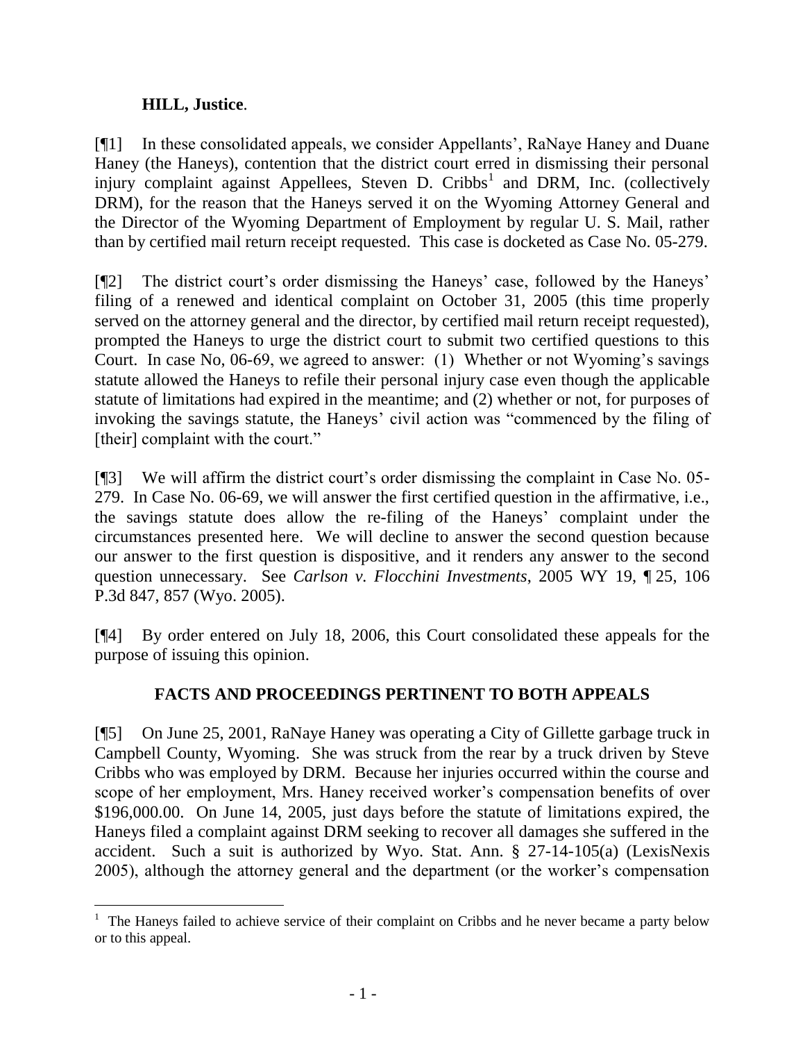**HILL, Justice**.

[¶1] In these consolidated appeals, we consider Appellants', RaNaye Haney and Duane Haney (the Haneys), contention that the district court erred in dismissing their personal injury complaint against Appellees, Steven D. Cribbs[1] and DRM, Inc. (collectively DRM), for the reason that the Haneys served it on the Wyoming Attorney General and the Director of the Wyoming Department of Employment by regular U. S. Mail, rather than by certified mail return receipt requested. This case is docketed as Case No. 05-279.

[¶2] The district court's order dismissing the Haneys' case, followed by the Haneys' filing of a renewed and identical complaint on October 31, 2005 (this time properly served on the attorney general and the director, by certified mail return receipt requested), prompted the Haneys to urge the district court to submit two certified questions to this Court. In case No, 06-69, we agreed to answer: (1) Whether or not Wyoming's savings statute allowed the Haneys to refile their personal injury case even though the applicable statute of limitations had expired in the meantime; and (2) whether or not, for purposes of invoking the savings statute, the Haneys' civil action was "commenced by the filing of [their] complaint with the court."

[¶3] We will affirm the district court's order dismissing the complaint in Case No. 05-279. In Case No. 06-69, we will answer the first certified question in the affirmative, i.e., the savings statute does allow the re-filing of the Haneys' complaint under the circumstances presented here. We will decline to answer the second question because our answer to the first question is dispositive, and it renders any answer to the second question unnecessary. See *Carlson v. Flocchini Investments*, 2005 WY 19, ¶ 25, 106 P.3d 847, 857 (Wyo. 2005).

[¶4] By order entered on July 18, 2006, this Court consolidated these appeals for the purpose of issuing this opinion.

## FACTS AND PROCEEDINGS PERTINENT TO BOTH APPEALS

[¶5] On June 25, 2001, RaNaye Haney was operating a City of Gillette garbage truck in Campbell County, Wyoming. She was struck from the rear by a truck driven by Steve Cribbs who was employed by DRM. Because her injuries occurred within the course and scope of her employment, Mrs. Haney received worker's compensation benefits of over \$196,000.00. On June 14, 2005, just days before the statute of limitations expired, the Haneys filed a complaint against DRM seeking to recover all damages she suffered in the accident. Such a suit is authorized by Wyo. Stat. Ann. § 27-14-105(a) (LexisNexis 2005), although the attorney general and the department (or the worker's compensation

---

[1] The Haneys failed to achieve service of their complaint on Cribbs and he never became a party below or to this appeal.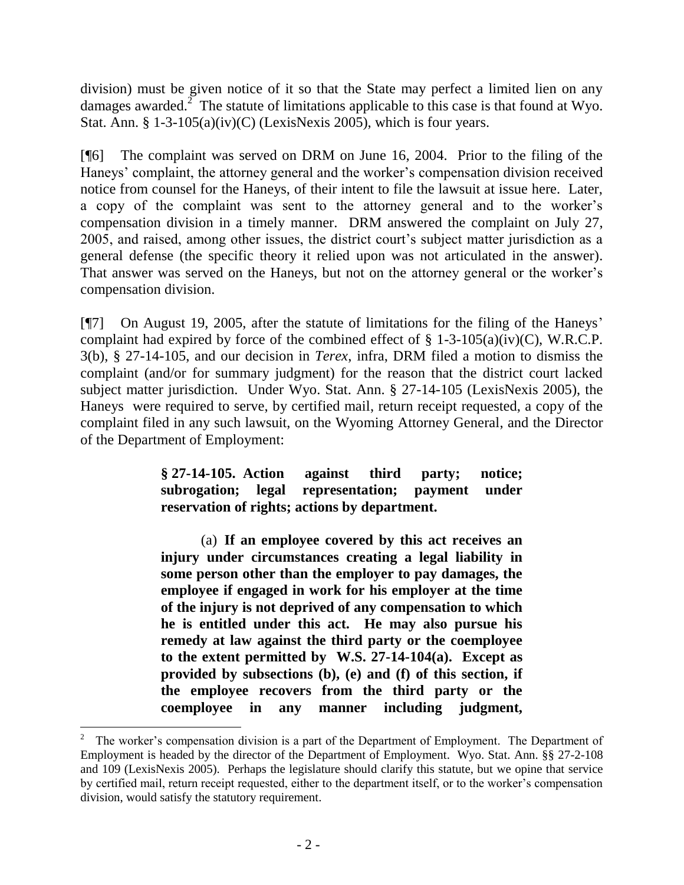division) must be given notice of it so that the State may perfect a limited lien on any damages awarded.[2] The statute of limitations applicable to this case is that found at Wyo. Stat. Ann. § 1-3-105(a)(iv)(C) (LexisNexis 2005), which is four years.

[¶6] The complaint was served on DRM on June 16, 2004. Prior to the filing of the Haneys' complaint, the attorney general and the worker's compensation division received notice from counsel for the Haneys, of their intent to file the lawsuit at issue here. Later, a copy of the complaint was sent to the attorney general and to the worker's compensation division in a timely manner. DRM answered the complaint on July 27, 2005, and raised, among other issues, the district court's subject matter jurisdiction as a general defense (the specific theory it relied upon was not articulated in the answer). That answer was served on the Haneys, but not on the attorney general or the worker's compensation division.

[¶7] On August 19, 2005, after the statute of limitations for the filing of the Haneys' complaint had expired by force of the combined effect of § 1-3-105(a)(iv)(C), W.R.C.P. 3(b), § 27-14-105, and our decision in *Terex*, infra, DRM filed a motion to dismiss the complaint (and/or for summary judgment) for the reason that the district court lacked subject matter jurisdiction. Under Wyo. Stat. Ann. § 27-14-105 (LexisNexis 2005), the Haneys were required to serve, by certified mail, return receipt requested, a copy of the complaint filed in any such lawsuit, on the Wyoming Attorney General, and the Director of the Department of Employment:

> **§ 27-14-105. Action against third party; notice; subrogation; legal representation; payment under reservation of rights; actions by department.**
>
> (a) **If an employee covered by this act receives an injury under circumstances creating a legal liability in some person other than the employer to pay damages, the employee if engaged in work for his employer at the time of the injury is not deprived of any compensation to which he is entitled under this act. He may also pursue his remedy at law against the third party or the coemployee to the extent permitted by W.S. 27-14-104(a). Except as provided by subsections (b), (e) and (f) of this section, if the employee recovers from the third party or the coemployee in any manner including judgment,**

---

[2] The worker's compensation division is a part of the Department of Employment. The Department of Employment is headed by the director of the Department of Employment. Wyo. Stat. Ann. §§ 27-2-108 and 109 (LexisNexis 2005). Perhaps the legislature should clarify this statute, but we opine that service by certified mail, return receipt requested, either to the department itself, or to the worker's compensation division, would satisfy the statutory requirement.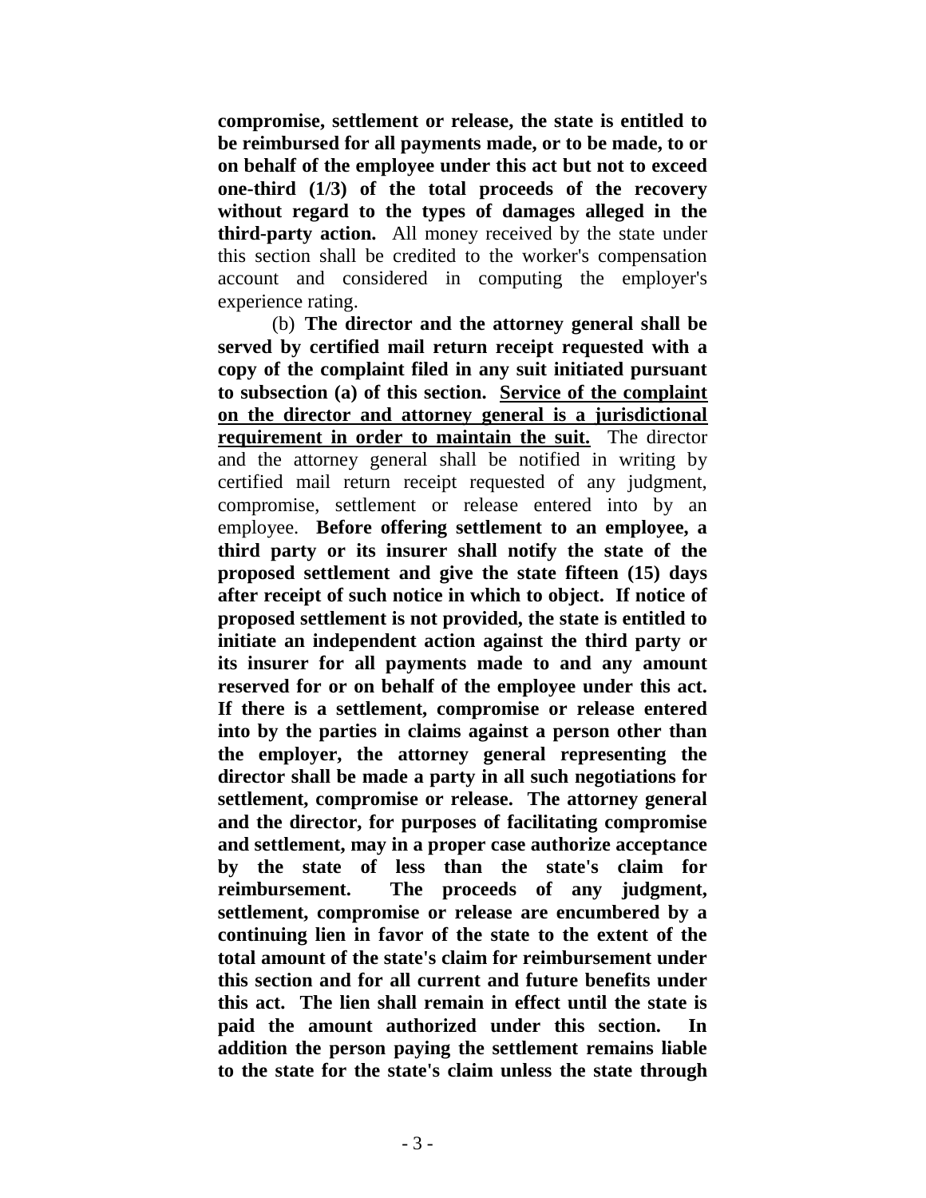**compromise, settlement or release, the state is entitled to be reimbursed for all payments made, or to be made, to or on behalf of the employee under this act but not to exceed one-third (1/3) of the total proceeds of the recovery without regard to the types of damages alleged in the third-party action.** All money received by the state under this section shall be credited to the worker's compensation account and considered in computing the employer's experience rating.

(b) **The director and the attorney general shall be served by certified mail return receipt requested with a copy of the complaint filed in any suit initiated pursuant to subsection (a) of this section. <u>Service of the complaint on the director and attorney general is a jurisdictional requirement in order to maintain the suit.</u>** The director and the attorney general shall be notified in writing by certified mail return receipt requested of any judgment, compromise, settlement or release entered into by an employee. **Before offering settlement to an employee, a third party or its insurer shall notify the state of the proposed settlement and give the state fifteen (15) days after receipt of such notice in which to object. If notice of proposed settlement is not provided, the state is entitled to initiate an independent action against the third party or its insurer for all payments made to and any amount reserved for or on behalf of the employee under this act. If there is a settlement, compromise or release entered into by the parties in claims against a person other than the employer, the attorney general representing the director shall be made a party in all such negotiations for settlement, compromise or release. The attorney general and the director, for purposes of facilitating compromise and settlement, may in a proper case authorize acceptance by the state of less than the state's claim for reimbursement. The proceeds of any judgment, settlement, compromise or release are encumbered by a continuing lien in favor of the state to the extent of the total amount of the state's claim for reimbursement under this section and for all current and future benefits under this act. The lien shall remain in effect until the state is paid the amount authorized under this section. In addition the person paying the settlement remains liable to the state for the state's claim unless the state through**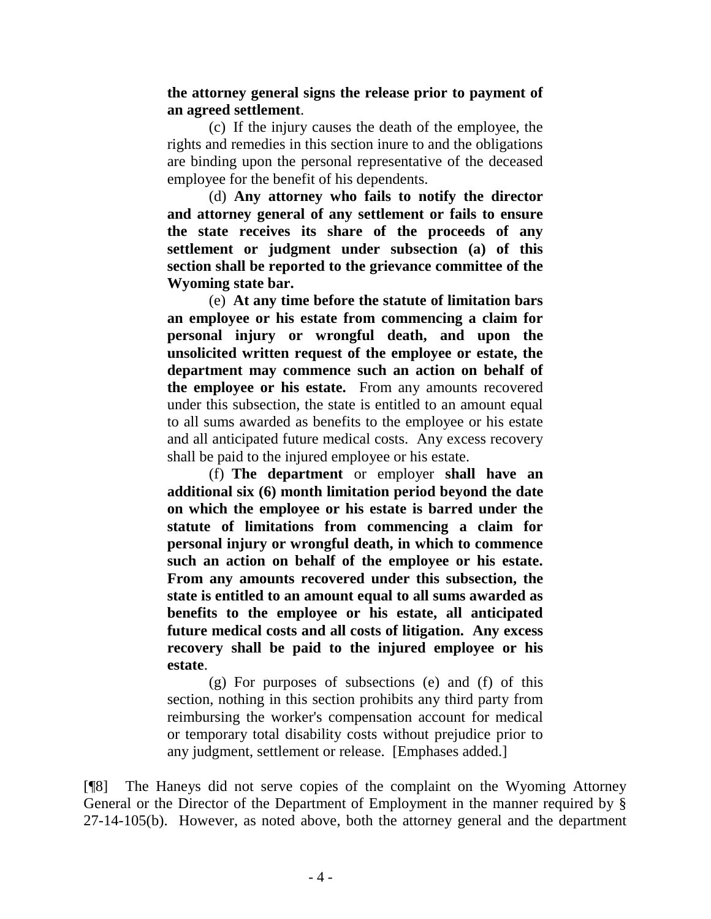**the attorney general signs the release prior to payment of an agreed settlement**.

(c) If the injury causes the death of the employee, the rights and remedies in this section inure to and the obligations are binding upon the personal representative of the deceased employee for the benefit of his dependents.

(d) **Any attorney who fails to notify the director and attorney general of any settlement or fails to ensure the state receives its share of the proceeds of any settlement or judgment under subsection (a) of this section shall be reported to the grievance committee of the Wyoming state bar.**

(e) **At any time before the statute of limitation bars an employee or his estate from commencing a claim for personal injury or wrongful death, and upon the unsolicited written request of the employee or estate, the department may commence such an action on behalf of the employee or his estate.** From any amounts recovered under this subsection, the state is entitled to an amount equal to all sums awarded as benefits to the employee or his estate and all anticipated future medical costs. Any excess recovery shall be paid to the injured employee or his estate.

(f) **The department** or employer **shall have an additional six (6) month limitation period beyond the date on which the employee or his estate is barred under the statute of limitations from commencing a claim for personal injury or wrongful death, in which to commence such an action on behalf of the employee or his estate. From any amounts recovered under this subsection, the state is entitled to an amount equal to all sums awarded as benefits to the employee or his estate, all anticipated future medical costs and all costs of litigation. Any excess recovery shall be paid to the injured employee or his estate**.

(g) For purposes of subsections (e) and (f) of this section, nothing in this section prohibits any third party from reimbursing the worker's compensation account for medical or temporary total disability costs without prejudice prior to any judgment, settlement or release. [Emphases added.]

[¶8] The Haneys did not serve copies of the complaint on the Wyoming Attorney General or the Director of the Department of Employment in the manner required by § 27-14-105(b). However, as noted above, both the attorney general and the department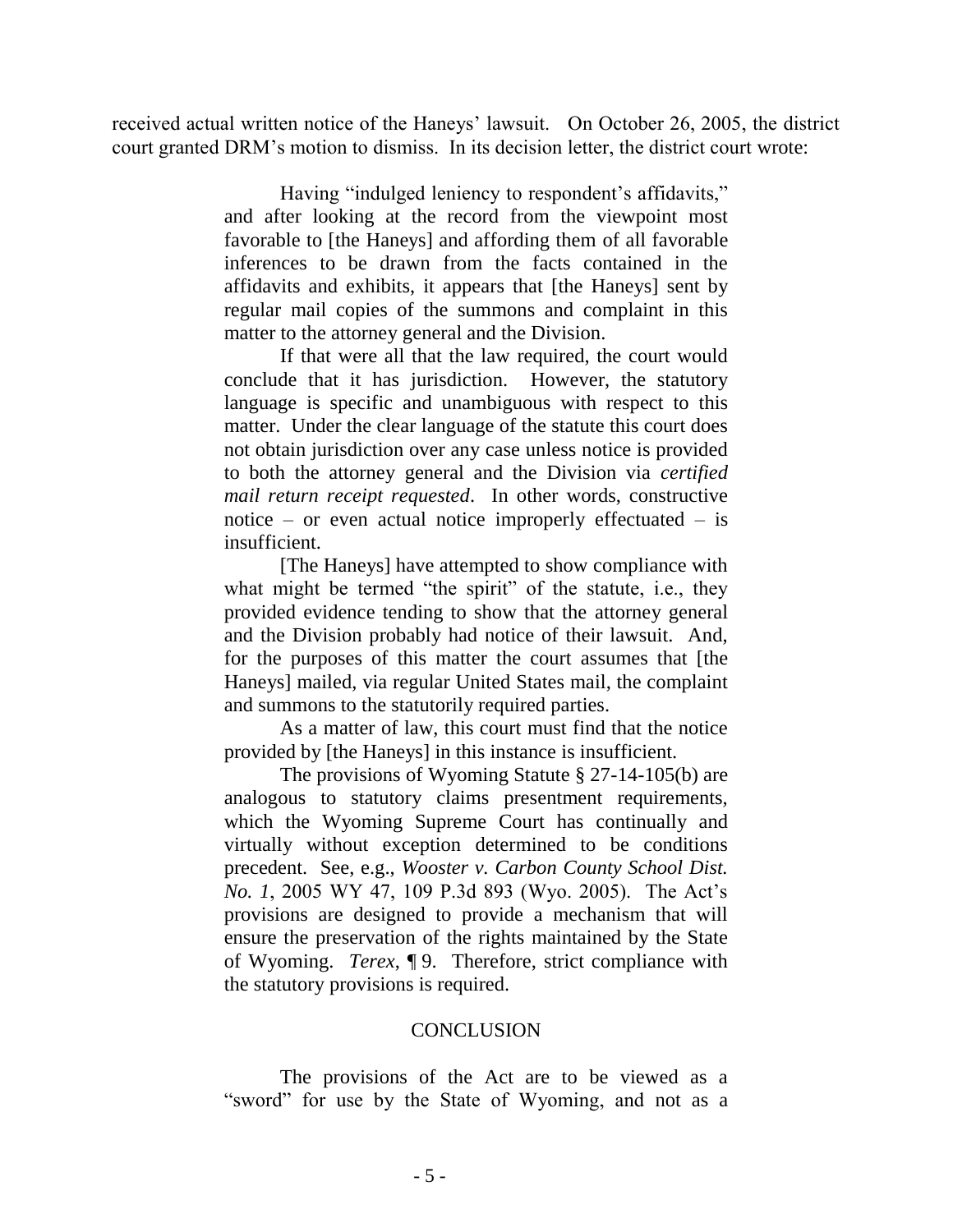received actual written notice of the Haneys' lawsuit. On October 26, 2005, the district court granted DRM's motion to dismiss. In its decision letter, the district court wrote:

> Having "indulged leniency to respondent's affidavits," and after looking at the record from the viewpoint most favorable to [the Haneys] and affording them of all favorable inferences to be drawn from the facts contained in the affidavits and exhibits, it appears that [the Haneys] sent by regular mail copies of the summons and complaint in this matter to the attorney general and the Division.
>
> If that were all that the law required, the court would conclude that it has jurisdiction. However, the statutory language is specific and unambiguous with respect to this matter. Under the clear language of the statute this court does not obtain jurisdiction over any case unless notice is provided to both the attorney general and the Division via *certified mail return receipt requested*. In other words, constructive notice – or even actual notice improperly effectuated – is insufficient.
>
> [The Haneys] have attempted to show compliance with what might be termed "the spirit" of the statute, i.e., they provided evidence tending to show that the attorney general and the Division probably had notice of their lawsuit. And, for the purposes of this matter the court assumes that [the Haneys] mailed, via regular United States mail, the complaint and summons to the statutorily required parties.
>
> As a matter of law, this court must find that the notice provided by [the Haneys] in this instance is insufficient.
>
> The provisions of Wyoming Statute § 27-14-105(b) are analogous to statutory claims presentment requirements, which the Wyoming Supreme Court has continually and virtually without exception determined to be conditions precedent. See, e.g., *Wooster v. Carbon County School Dist. No. 1*, 2005 WY 47, 109 P.3d 893 (Wyo. 2005). The Act's provisions are designed to provide a mechanism that will ensure the preservation of the rights maintained by the State of Wyoming. *Terex*, ¶ 9. Therefore, strict compliance with the statutory provisions is required.
>
> CONCLUSION
>
> The provisions of the Act are to be viewed as a "sword" for use by the State of Wyoming, and not as a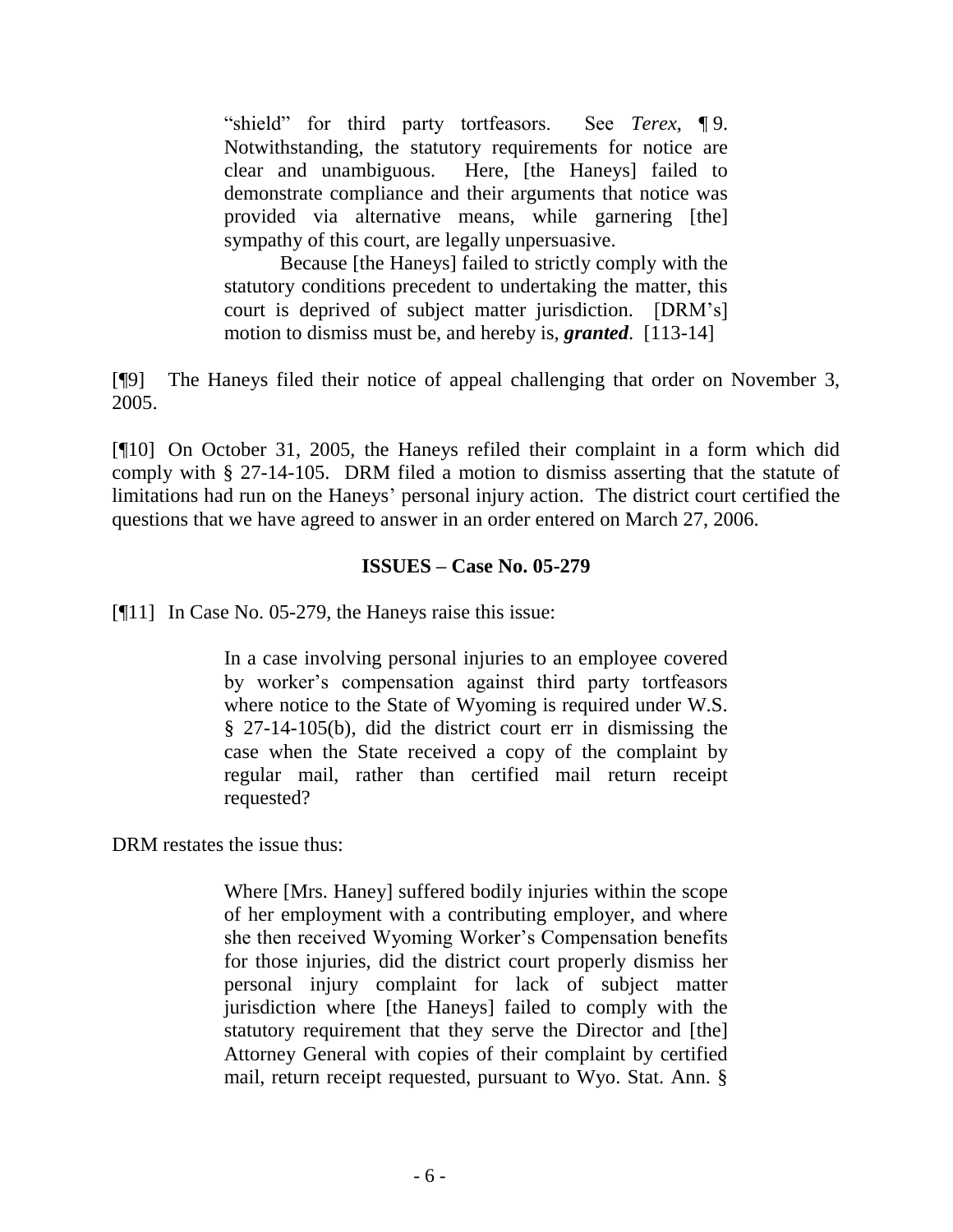> "shield" for third party tortfeasors. See *Terex*, ¶ 9. Notwithstanding, the statutory requirements for notice are clear and unambiguous. Here, [the Haneys] failed to demonstrate compliance and their arguments that notice was provided via alternative means, while garnering [the] sympathy of this court, are legally unpersuasive.
>
> Because [the Haneys] failed to strictly comply with the statutory conditions precedent to undertaking the matter, this court is deprived of subject matter jurisdiction. [DRM's] motion to dismiss must be, and hereby is, ***granted***. [113-14]

[¶9] The Haneys filed their notice of appeal challenging that order on November 3, 2005.

[¶10] On October 31, 2005, the Haneys refiled their complaint in a form which did comply with § 27-14-105. DRM filed a motion to dismiss asserting that the statute of limitations had run on the Haneys' personal injury action. The district court certified the questions that we have agreed to answer in an order entered on March 27, 2006.

### ISSUES – Case No. 05-279

[¶11] In Case No. 05-279, the Haneys raise this issue:

> In a case involving personal injuries to an employee covered by worker's compensation against third party tortfeasors where notice to the State of Wyoming is required under W.S. § 27-14-105(b), did the district court err in dismissing the case when the State received a copy of the complaint by regular mail, rather than certified mail return receipt requested?

DRM restates the issue thus:

> Where [Mrs. Haney] suffered bodily injuries within the scope of her employment with a contributing employer, and where she then received Wyoming Worker's Compensation benefits for those injuries, did the district court properly dismiss her personal injury complaint for lack of subject matter jurisdiction where [the Haneys] failed to comply with the statutory requirement that they serve the Director and [the] Attorney General with copies of their complaint by certified mail, return receipt requested, pursuant to Wyo. Stat. Ann. §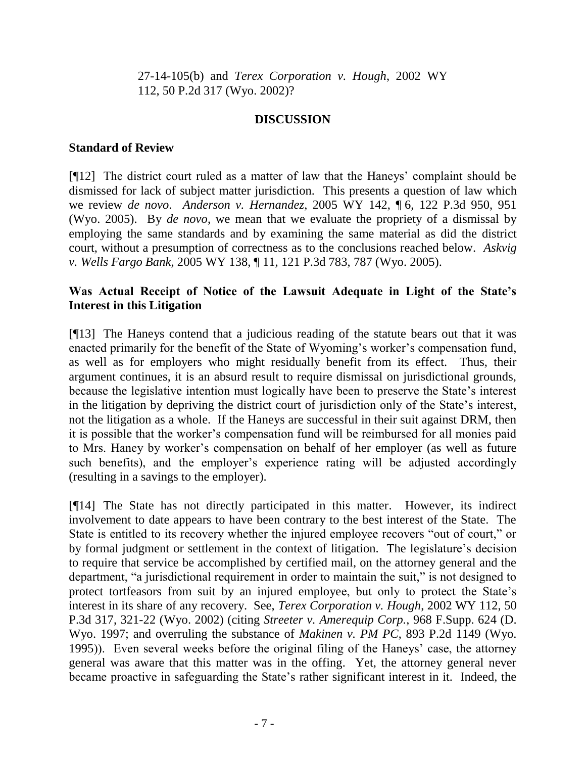27-14-105(b) and *Terex Corporation v. Hough*, 2002 WY 112, 50 P.2d 317 (Wyo. 2002)?

## DISCUSSION

### Standard of Review

[¶12] The district court ruled as a matter of law that the Haneys' complaint should be dismissed for lack of subject matter jurisdiction. This presents a question of law which we review *de novo*. *Anderson v. Hernandez*, 2005 WY 142, ¶ 6, 122 P.3d 950, 951 (Wyo. 2005). By *de novo*, we mean that we evaluate the propriety of a dismissal by employing the same standards and by examining the same material as did the district court, without a presumption of correctness as to the conclusions reached below. *Askvig v. Wells Fargo Bank*, 2005 WY 138, ¶ 11, 121 P.3d 783, 787 (Wyo. 2005).

### Was Actual Receipt of Notice of the Lawsuit Adequate in Light of the State's Interest in this Litigation

[¶13] The Haneys contend that a judicious reading of the statute bears out that it was enacted primarily for the benefit of the State of Wyoming's worker's compensation fund, as well as for employers who might residually benefit from its effect. Thus, their argument continues, it is an absurd result to require dismissal on jurisdictional grounds, because the legislative intention must logically have been to preserve the State's interest in the litigation by depriving the district court of jurisdiction only of the State's interest, not the litigation as a whole. If the Haneys are successful in their suit against DRM, then it is possible that the worker's compensation fund will be reimbursed for all monies paid to Mrs. Haney by worker's compensation on behalf of her employer (as well as future such benefits), and the employer's experience rating will be adjusted accordingly (resulting in a savings to the employer).

[¶14] The State has not directly participated in this matter. However, its indirect involvement to date appears to have been contrary to the best interest of the State. The State is entitled to its recovery whether the injured employee recovers "out of court," or by formal judgment or settlement in the context of litigation. The legislature's decision to require that service be accomplished by certified mail, on the attorney general and the department, "a jurisdictional requirement in order to maintain the suit," is not designed to protect tortfeasors from suit by an injured employee, but only to protect the State's interest in its share of any recovery. See, *Terex Corporation v. Hough*, 2002 WY 112, 50 P.3d 317, 321-22 (Wyo. 2002) (citing *Streeter v. Amerequip Corp.*, 968 F.Supp. 624 (D. Wyo. 1997; and overruling the substance of *Makinen v. PM PC*, 893 P.2d 1149 (Wyo. 1995)). Even several weeks before the original filing of the Haneys' case, the attorney general was aware that this matter was in the offing. Yet, the attorney general never became proactive in safeguarding the State's rather significant interest in it. Indeed, the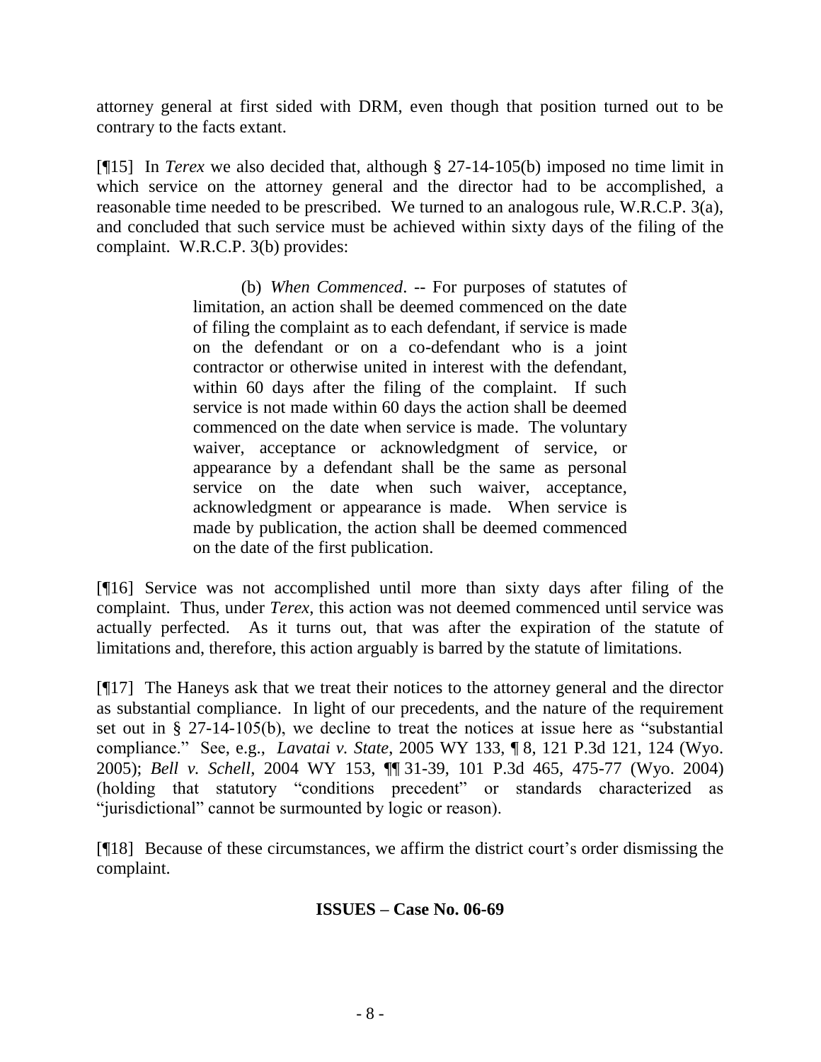attorney general at first sided with DRM, even though that position turned out to be contrary to the facts extant.

[¶15] In *Terex* we also decided that, although § 27-14-105(b) imposed no time limit in which service on the attorney general and the director had to be accomplished, a reasonable time needed to be prescribed. We turned to an analogous rule, W.R.C.P. 3(a), and concluded that such service must be achieved within sixty days of the filing of the complaint. W.R.C.P. 3(b) provides:

> (b) *When Commenced*. -- For purposes of statutes of limitation, an action shall be deemed commenced on the date of filing the complaint as to each defendant, if service is made on the defendant or on a co-defendant who is a joint contractor or otherwise united in interest with the defendant, within 60 days after the filing of the complaint. If such service is not made within 60 days the action shall be deemed commenced on the date when service is made. The voluntary waiver, acceptance or acknowledgment of service, or appearance by a defendant shall be the same as personal service on the date when such waiver, acceptance, acknowledgment or appearance is made. When service is made by publication, the action shall be deemed commenced on the date of the first publication.

[¶16] Service was not accomplished until more than sixty days after filing of the complaint. Thus, under *Terex*, this action was not deemed commenced until service was actually perfected. As it turns out, that was after the expiration of the statute of limitations and, therefore, this action arguably is barred by the statute of limitations.

[¶17] The Haneys ask that we treat their notices to the attorney general and the director as substantial compliance. In light of our precedents, and the nature of the requirement set out in § 27-14-105(b), we decline to treat the notices at issue here as "substantial compliance." See, e.g., *Lavatai v. State*, 2005 WY 133, ¶ 8, 121 P.3d 121, 124 (Wyo. 2005); *Bell v. Schell*, 2004 WY 153, ¶¶ 31-39, 101 P.3d 465, 475-77 (Wyo. 2004) (holding that statutory "conditions precedent" or standards characterized as "jurisdictional" cannot be surmounted by logic or reason).

[¶18] Because of these circumstances, we affirm the district court's order dismissing the complaint.

**ISSUES – Case No. 06-69**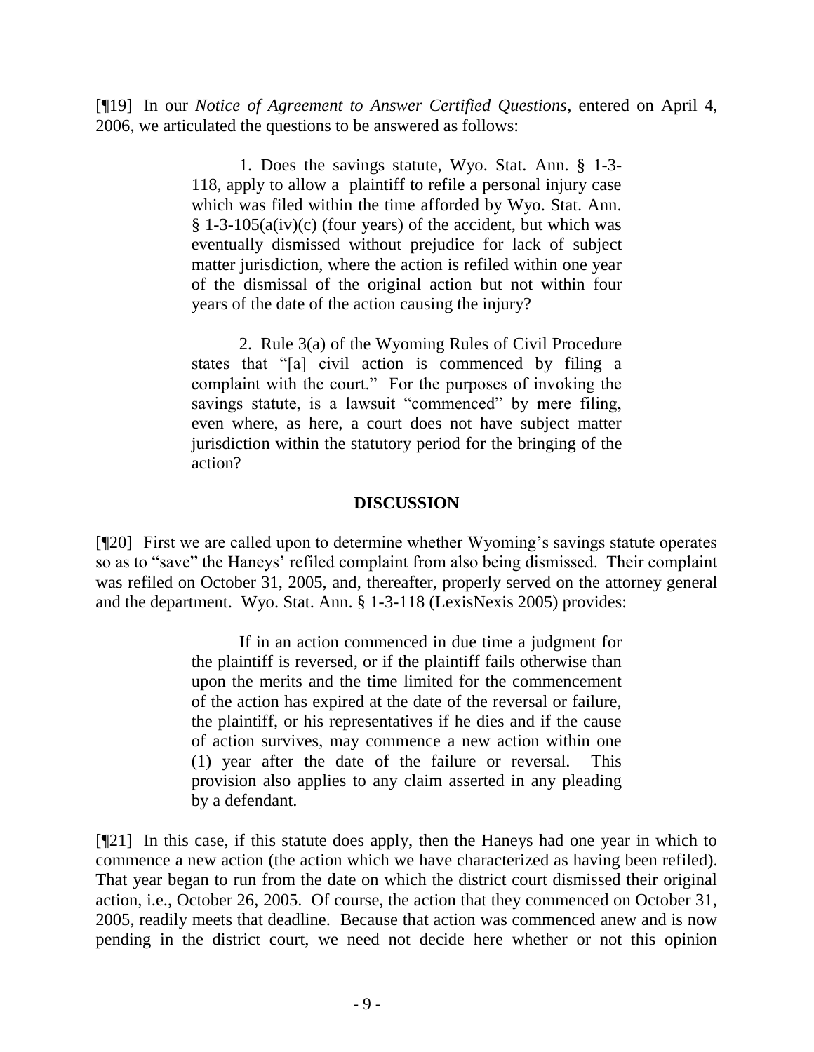[¶19] In our *Notice of Agreement to Answer Certified Questions*, entered on April 4, 2006, we articulated the questions to be answered as follows:

> 1. Does the savings statute, Wyo. Stat. Ann. § 1-3-118, apply to allow a plaintiff to refile a personal injury case which was filed within the time afforded by Wyo. Stat. Ann. § 1-3-105(a(iv)(c) (four years) of the accident, but which was eventually dismissed without prejudice for lack of subject matter jurisdiction, where the action is refiled within one year of the dismissal of the original action but not within four years of the date of the action causing the injury?
>
> 2. Rule 3(a) of the Wyoming Rules of Civil Procedure states that "[a] civil action is commenced by filing a complaint with the court." For the purposes of invoking the savings statute, is a lawsuit "commenced" by mere filing, even where, as here, a court does not have subject matter jurisdiction within the statutory period for the bringing of the action?

## DISCUSSION

[¶20] First we are called upon to determine whether Wyoming's savings statute operates so as to "save" the Haneys' refiled complaint from also being dismissed. Their complaint was refiled on October 31, 2005, and, thereafter, properly served on the attorney general and the department. Wyo. Stat. Ann. § 1-3-118 (LexisNexis 2005) provides:

> If in an action commenced in due time a judgment for the plaintiff is reversed, or if the plaintiff fails otherwise than upon the merits and the time limited for the commencement of the action has expired at the date of the reversal or failure, the plaintiff, or his representatives if he dies and if the cause of action survives, may commence a new action within one (1) year after the date of the failure or reversal. This provision also applies to any claim asserted in any pleading by a defendant.

[¶21] In this case, if this statute does apply, then the Haneys had one year in which to commence a new action (the action which we have characterized as having been refiled). That year began to run from the date on which the district court dismissed their original action, i.e., October 26, 2005. Of course, the action that they commenced on October 31, 2005, readily meets that deadline. Because that action was commenced anew and is now pending in the district court, we need not decide here whether or not this opinion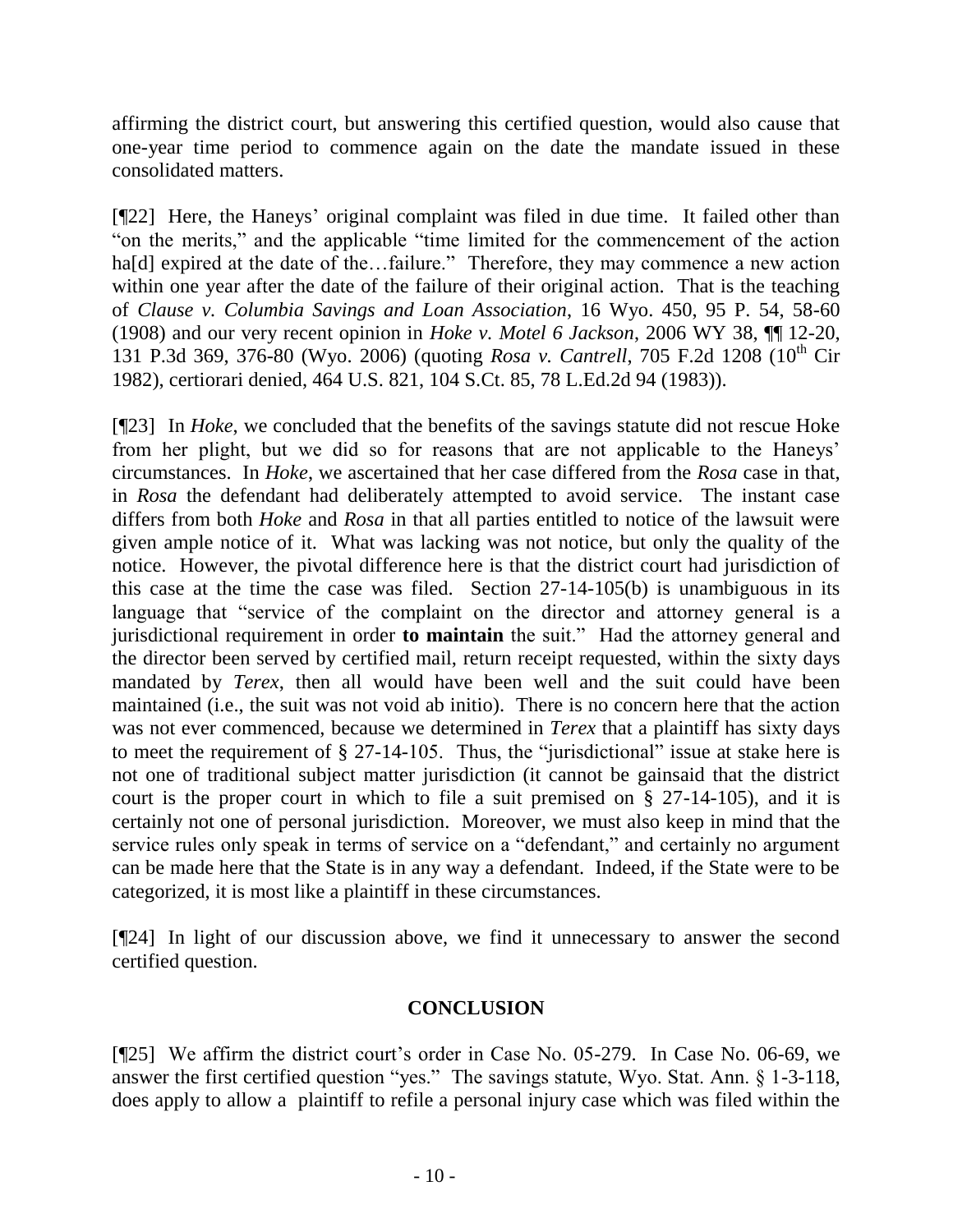affirming the district court, but answering this certified question, would also cause that one-year time period to commence again on the date the mandate issued in these consolidated matters.

[¶22] Here, the Haneys' original complaint was filed in due time. It failed other than "on the merits," and the applicable "time limited for the commencement of the action ha[d] expired at the date of the…failure." Therefore, they may commence a new action within one year after the date of the failure of their original action. That is the teaching of *Clause v. Columbia Savings and Loan Association*, 16 Wyo. 450, 95 P. 54, 58-60 (1908) and our very recent opinion in *Hoke v. Motel 6 Jackson*, 2006 WY 38, ¶¶ 12-20, 131 P.3d 369, 376-80 (Wyo. 2006) (quoting *Rosa v. Cantrell*, 705 F.2d 1208 (10th Cir 1982), certiorari denied, 464 U.S. 821, 104 S.Ct. 85, 78 L.Ed.2d 94 (1983)).

[¶23] In *Hoke*, we concluded that the benefits of the savings statute did not rescue Hoke from her plight, but we did so for reasons that are not applicable to the Haneys' circumstances. In *Hoke*, we ascertained that her case differed from the *Rosa* case in that, in *Rosa* the defendant had deliberately attempted to avoid service. The instant case differs from both *Hoke* and *Rosa* in that all parties entitled to notice of the lawsuit were given ample notice of it. What was lacking was not notice, but only the quality of the notice. However, the pivotal difference here is that the district court had jurisdiction of this case at the time the case was filed. Section 27-14-105(b) is unambiguous in its language that "service of the complaint on the director and attorney general is a jurisdictional requirement in order **to maintain** the suit." Had the attorney general and the director been served by certified mail, return receipt requested, within the sixty days mandated by *Terex*, then all would have been well and the suit could have been maintained (i.e., the suit was not void ab initio). There is no concern here that the action was not ever commenced, because we determined in *Terex* that a plaintiff has sixty days to meet the requirement of § 27-14-105. Thus, the "jurisdictional" issue at stake here is not one of traditional subject matter jurisdiction (it cannot be gainsaid that the district court is the proper court in which to file a suit premised on § 27-14-105), and it is certainly not one of personal jurisdiction. Moreover, we must also keep in mind that the service rules only speak in terms of service on a "defendant," and certainly no argument can be made here that the State is in any way a defendant. Indeed, if the State were to be categorized, it is most like a plaintiff in these circumstances.

[¶24] In light of our discussion above, we find it unnecessary to answer the second certified question.

## CONCLUSION

[¶25] We affirm the district court's order in Case No. 05-279. In Case No. 06-69, we answer the first certified question "yes." The savings statute, Wyo. Stat. Ann. § 1-3-118, does apply to allow a plaintiff to refile a personal injury case which was filed within the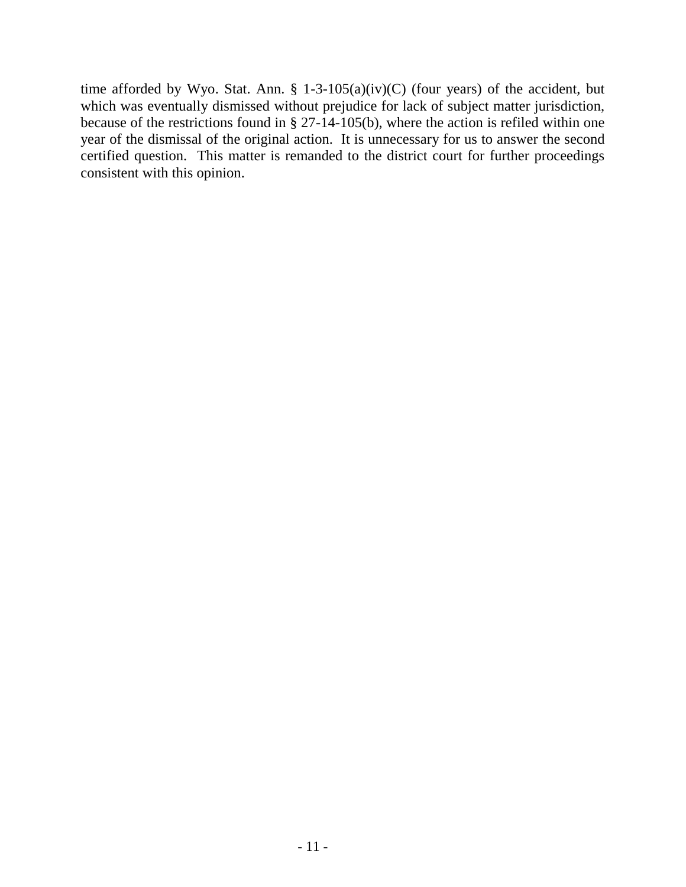time afforded by Wyo. Stat. Ann. § 1-3-105(a)(iv)(C) (four years) of the accident, but which was eventually dismissed without prejudice for lack of subject matter jurisdiction, because of the restrictions found in § 27-14-105(b), where the action is refiled within one year of the dismissal of the original action. It is unnecessary for us to answer the second certified question. This matter is remanded to the district court for further proceedings consistent with this opinion.